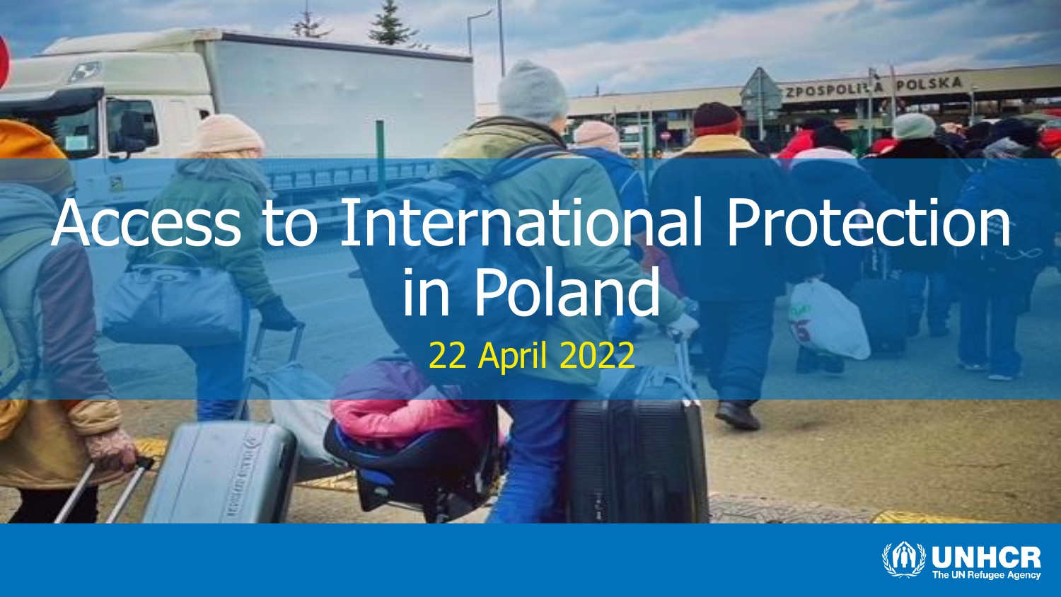# Access to International Protection in Poland

22 April 2022

UNHCR
The UN Refugee Agency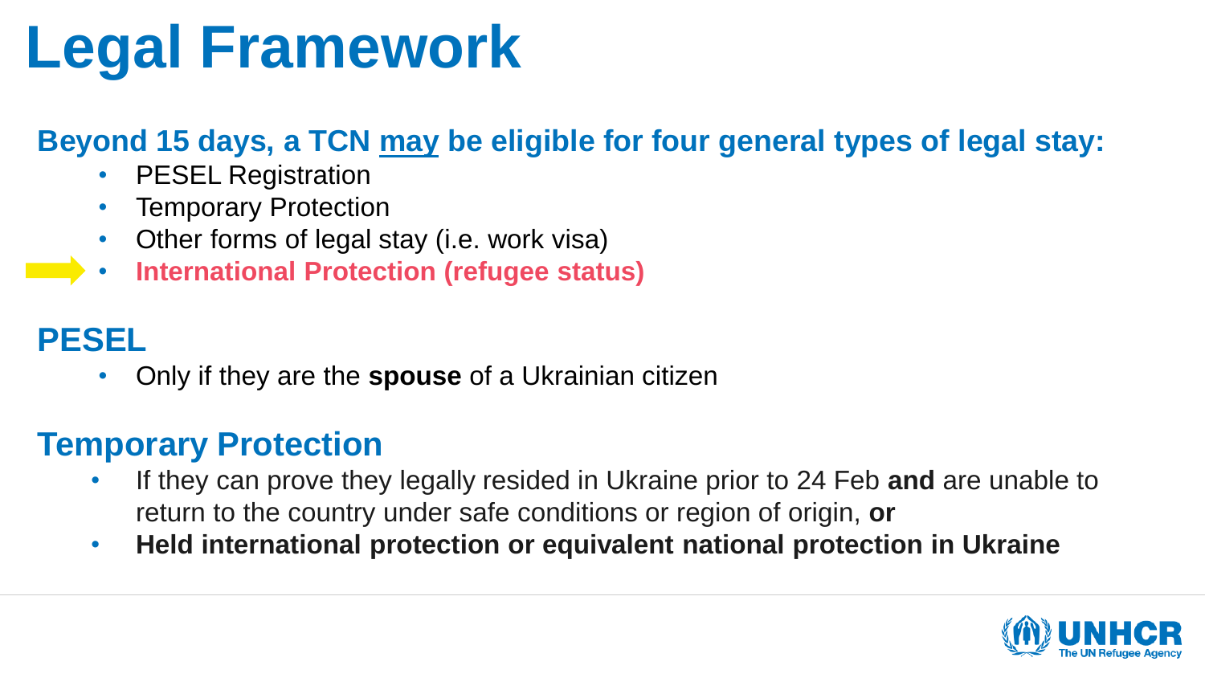# Legal Framework

## Beyond 15 days, a TCN may be eligible for four general types of legal stay:

- PESEL Registration
- Temporary Protection
- Other forms of legal stay (i.e. work visa)
- **International Protection (refugee status)**

## PESEL

- Only if they are the **spouse** of a Ukrainian citizen

## Temporary Protection

- If they can prove they legally resided in Ukraine prior to 24 Feb **and** are unable to return to the country under safe conditions or region of origin, **or**
- **Held international protection or equivalent national protection in Ukraine**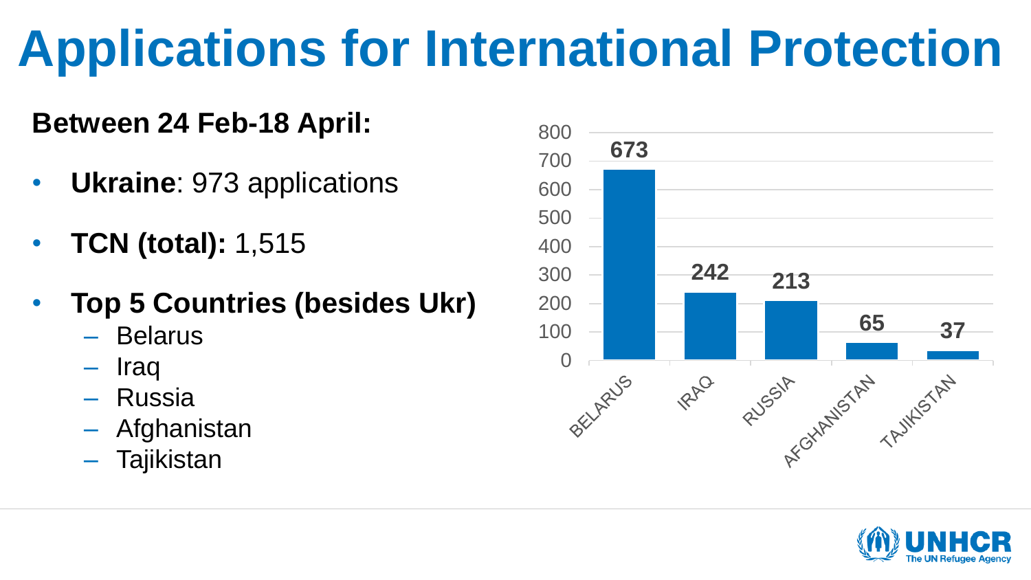# Applications for International Protection

**Between 24 Feb-18 April:**

- **Ukraine**: 973 applications
- **TCN (total):** 1,515
- **Top 5 Countries (besides Ukr)**
  - Belarus
  - Iraq
  - Russia
  - Afghanistan
  - Tajikistan

800
700
600
500
400
300
200
100
0

673
242
213
65
37

BELARUS
IRAQ
RUSSIA
AFGHANISTAN
TAJIKISTAN

UNHCR
The UN Refugee Agency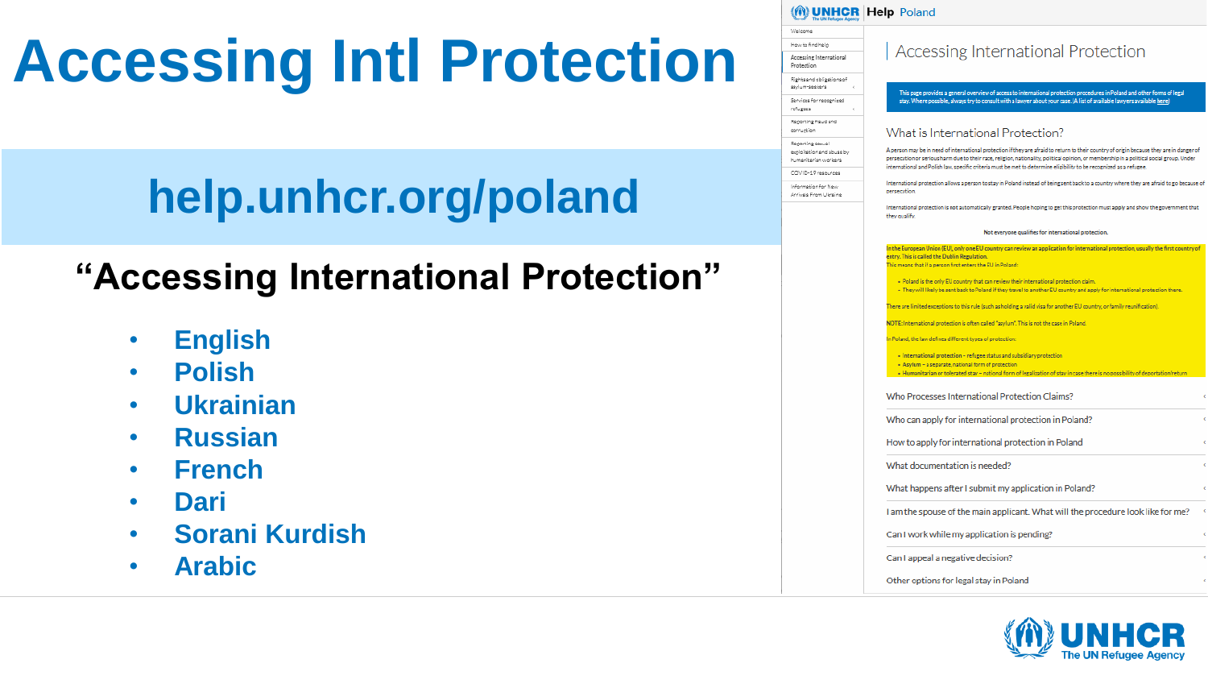# Accessing Intl Protection

## help.unhcr.org/poland

### "Accessing International Protection"

- English
- Polish
- Ukrainian
- Russian
- French
- Dari
- Sorani Kurdish
- Arabic

UNHCR Help Poland

- Welcome
- How to find help
- Accessing International Protection
- Rights and obligations of asylum-seekers
- Services for recognized refugees
- Reporting fraud and corruption
- Reporting sexual exploitation and abuse by humanitarian workers
- COVID-19 resources
- Information for New Arrivals From Ukraine

## Accessing International Protection

This page provides a general overview of access to international protection procedures in Poland and other forms of legal stay. Where possible, always try to consult with a lawyer about your case. (A list of available lawyers available here)

### What is International Protection?

A person may be in need of international protection if they are afraid to return to their country of origin because they are in danger of persecution or serious harm due to their race, religion, nationality, political opinion, or membership in a political social group. Under international and Polish law, specific criteria must be met to determine eligibility to be recognized as a refugee.

International protection allows a person to stay in Poland instead of being sent back to a country where they are afraid to go because of persecution.

International protection is not automatically granted. People hoping to get this protection must apply and show the government that they qualify.

**Not everyone qualifies for international protection.**

In the European Union (EU), only one EU country can review an application for international protection, usually the first country of entry. This is called the Dublin Regulation.

This means that if a person first enters the EU in Poland:

- Poland is the only EU country that can review their international protection claim.
- They will likely be sent back to Poland if they travel to another EU country and apply for international protection there.

There are limited exceptions to this rule (such as holding a valid visa for another EU country, or family reunification).

NOTE: International protection is often called "asylum". This is not the case in Poland.

In Poland, the law defines different types of protection:

- International protection – refugee status and subsidiary protection
- Asylum – a separate, national form of protection
- Humanitarian or tolerated stay – national form of legalization of stay in case there is no possibility of deportation/return

- Who Processes International Protection Claims?
- Who can apply for international protection in Poland?
- How to apply for international protection in Poland
- What documentation is needed?
- What happens after I submit my application in Poland?
- I am the spouse of the main applicant. What will the procedure look like for me?
- Can I work while my application is pending?
- Can I appeal a negative decision?
- Other options for legal stay in Poland

UNHCR The UN Refugee Agency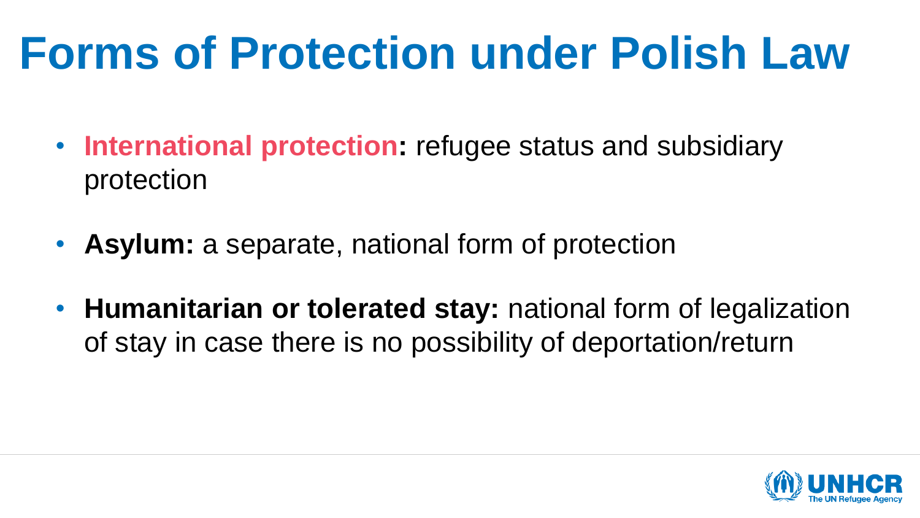# Forms of Protection under Polish Law

- **International protection:** refugee status and subsidiary protection
- **Asylum:** a separate, national form of protection
- **Humanitarian or tolerated stay:** national form of legalization of stay in case there is no possibility of deportation/return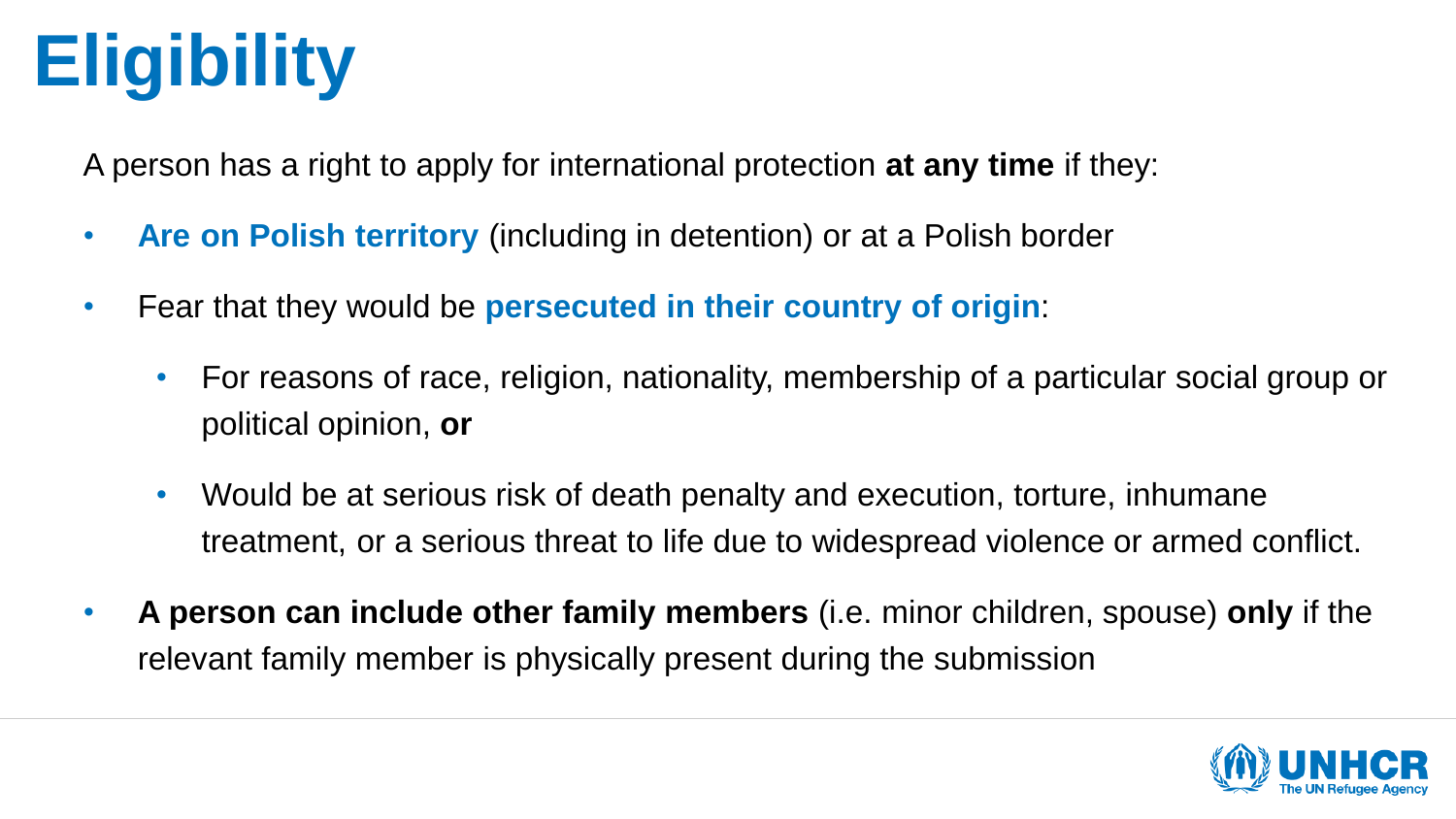# Eligibility

A person has a right to apply for international protection **at any time** if they:

- **Are on Polish territory** (including in detention) or at a Polish border
- Fear that they would be **persecuted in their country of origin**:
  - For reasons of race, religion, nationality, membership of a particular social group or political opinion, **or**
  - Would be at serious risk of death penalty and execution, torture, inhumane treatment, or a serious threat to life due to widespread violence or armed conflict.
- **A person can include other family members** (i.e. minor children, spouse) **only** if the relevant family member is physically present during the submission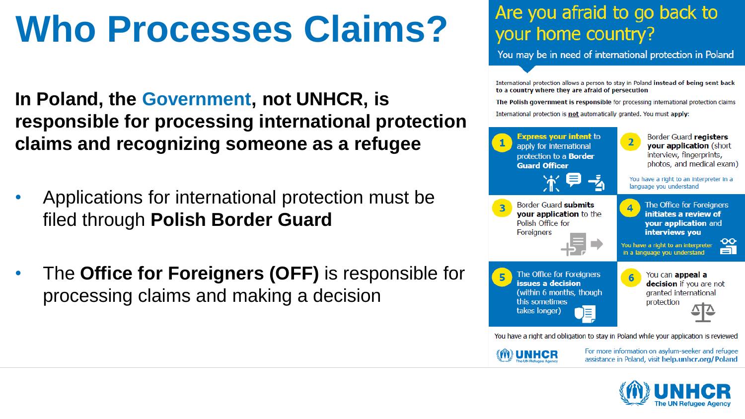# Who Processes Claims?

**In Poland, the Government, not UNHCR, is responsible for processing international protection claims and recognizing someone as a refugee**

- Applications for international protection must be filed through **Polish Border Guard**
- The **Office for Foreigners (OFF)** is responsible for processing claims and making a decision

## Are you afraid to go back to your home country?

You may be in need of international protection in Poland

International protection allows a person to stay in Poland **instead of being sent back to a country where they are afraid of persecution**

**The Polish government is responsible** for processing international protection claims

International protection is **not** automatically granted. You must **apply:**

1. **Express your intent** to apply for international protection to a **Border Guard Officer**
2. Border Guard **registers your application** (short interview, fingerprints, photos, and medical exam)

   You have a right to an interpreter in a language you understand
3. Border Guard **submits your application** to the Polish Office for Foreigners
4. The Office for Foreigners **initiates a review of your application** and **interviews you**

   You have a right to an interpreter in a language you understand
5. The Office for Foreigners **issues a decision** (within 6 months, though this sometimes takes longer)
6. You can **appeal a decision** if you are not granted international protection

You have a right and obligation to stay in Poland while your application is reviewed

UNHCR The UN Refugee Agency

For more information on asylum-seeker and refugee assistance in Poland, visit **help.unhcr.org/Poland**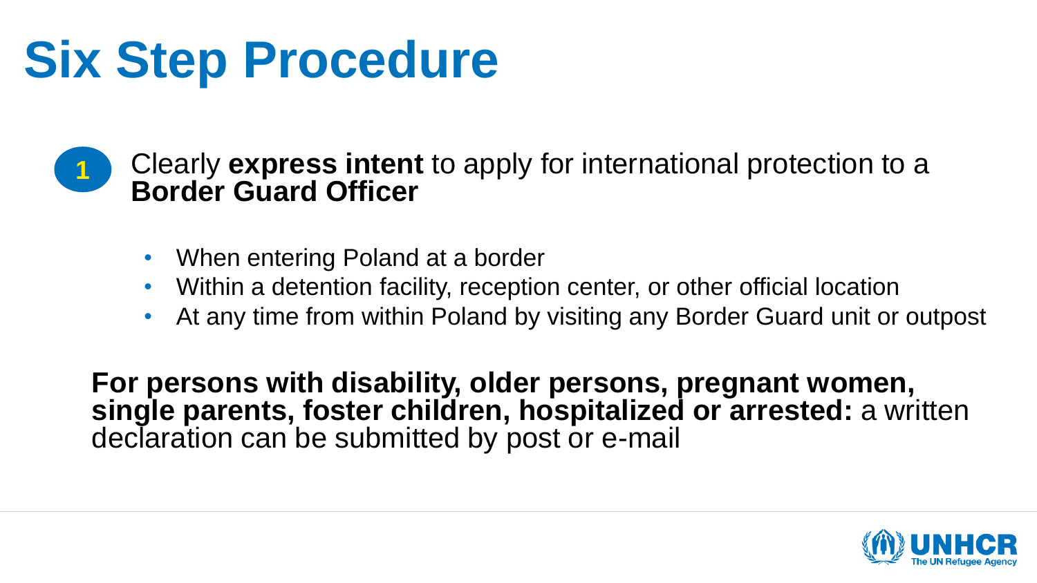# Six Step Procedure

**1** Clearly **express intent** to apply for international protection to a **Border Guard Officer**

- When entering Poland at a border
- Within a detention facility, reception center, or other official location
- At any time from within Poland by visiting any Border Guard unit or outpost

**For persons with disability, older persons, pregnant women, single parents, foster children, hospitalized or arrested:** a written declaration can be submitted by post or e-mail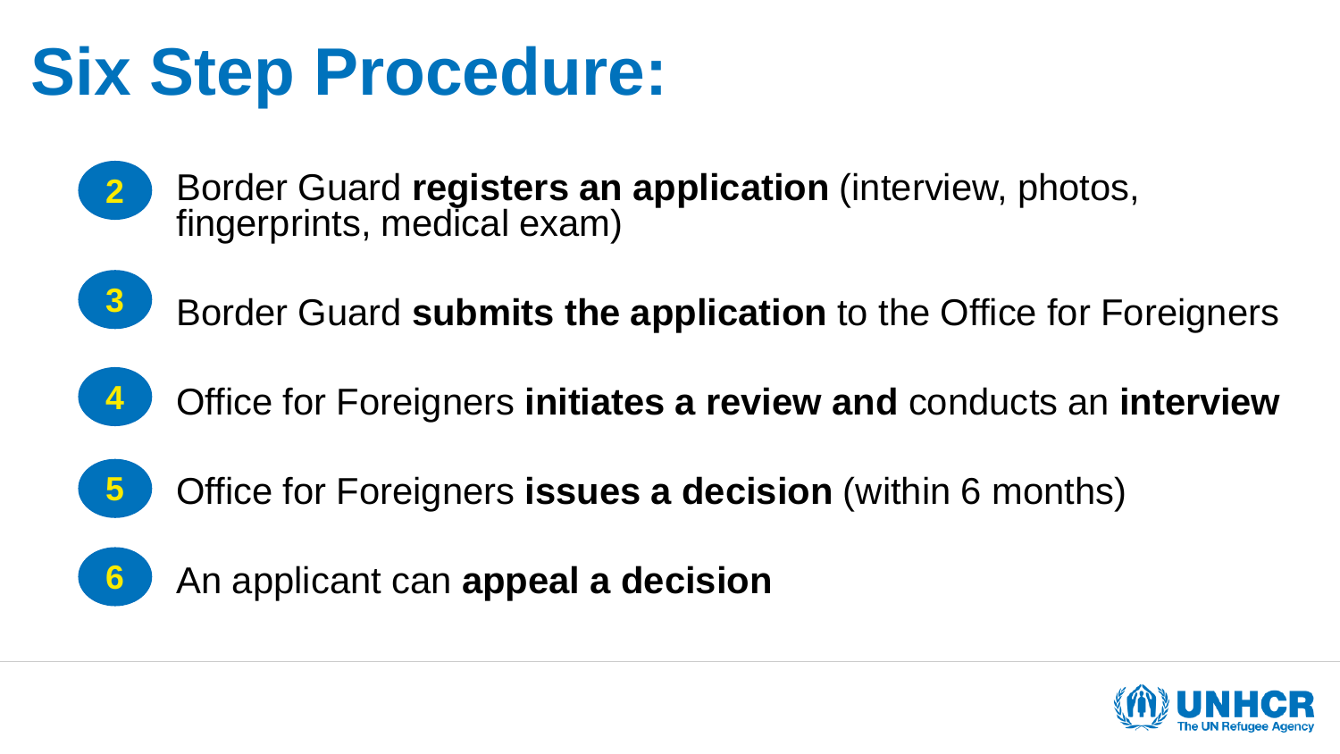# Six Step Procedure:

2. Border Guard **registers an application** (interview, photos, fingerprints, medical exam)
3. Border Guard **submits the application** to the Office for Foreigners
4. Office for Foreigners **initiates a review and** conducts an **interview**
5. Office for Foreigners **issues a decision** (within 6 months)
6. An applicant can **appeal a decision**

UNHCR
The UN Refugee Agency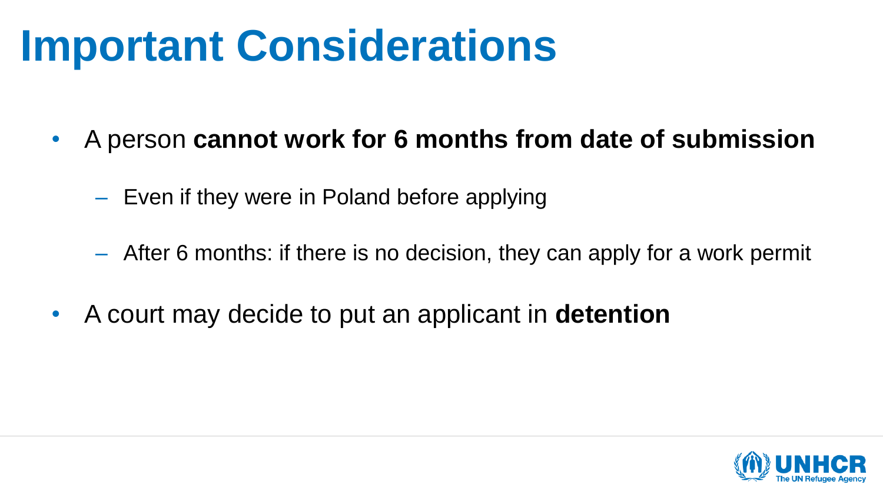# Important Considerations

- A person **cannot work for 6 months from date of submission**
  - Even if they were in Poland before applying
  - After 6 months: if there is no decision, they can apply for a work permit
- A court may decide to put an applicant in **detention**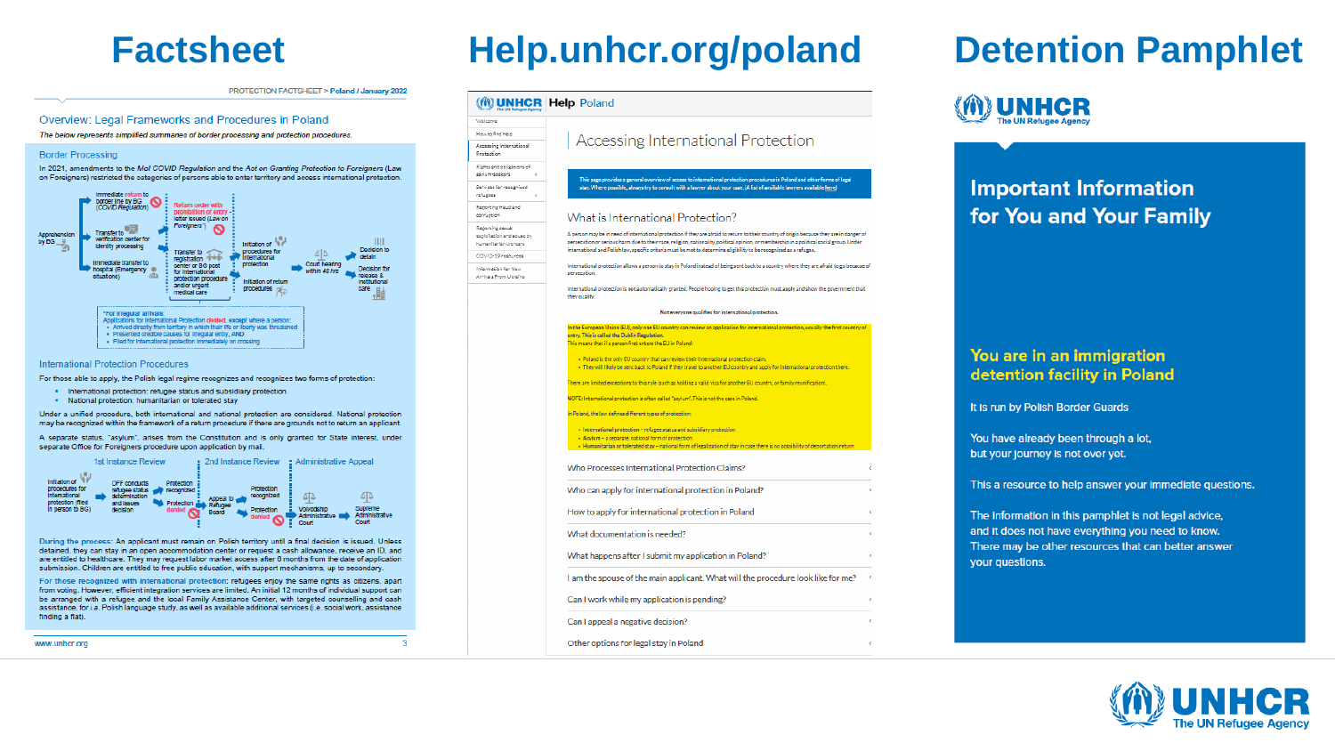# Factsheet

PROTECTION FACTSHEET > Poland / January 2022

## Overview: Legal Frameworks and Procedures in Poland

*The below represents simplified summaries of border processing and protection procedures.*

### Border Processing

In 2021, amendments to the MoI COVID Regulation and the Act on Granting Protection to Foreigners (Law on Foreigners) restricted the categories of persons able to enter territory and access international protection.

Apprehension by BG

Immediate return to border line by BG (COVID Regulation)

Return order with prohibition of entry letter issued (Law on Foreigners*)

Transfer to verification center for identity processing

Immediate transfer to hospital (Emergency situations)

Transfer to registration center or BG post for international protection procedure and/or urgent medical care

Initiation of procedures for international protection

Initiation of return procedures

Court hearing within 48 hrs

Decision to detain

Decision for release & institutional care

*For irregular arrivals: Applications for International Protection denied, except where a person:
- Arrived directly from territory in which their life or liberty was threatened
- Presented credible causes for irregular entry, AND
- Filed for international protection immediately on crossing

### International Protection Procedures

For those able to apply, the Polish legal regime recognizes and recognizes two forms of protection:

- International protection: refugee status and subsidiary protection
- National protection: humanitarian or tolerated stay

Under a unified procedure, both international and national protection are considered. National protection may be recognized within the framework of a return procedure if there are grounds not to return an applicant.

A separate status, "asylum", arises from the Constitution and is only granted for State interest, under separate Office for Foreigners procedure upon application by mail.

1st Instance Review

2nd Instance Review

Administrative Appeal

Initiation of procedures for international protection (filed in person to BG)

OFF conducts refugee status determination and issues decision

Protection recognized

Protection denied

Appeal to Refugee Board

Protection recognized

Protection denied

Voivodship Administrative Court

Supreme Administrative Court

During the process: An applicant must remain on Polish territory until a final decision is issued. Unless detained, they can stay in an open accommodation center or request a cash allowance, receive an ID, and are entitled to healthcare. They may request labor market access after 6 months from the date of application submission. Children are entitled to free public education, with support mechanisms, up to secondary.

For those recognized with international protection: refugees enjoy the same rights as citizens, apart from voting. However, efficient integration services are limited. An initial 12 months of individual support can be arranged with a refugee and the local Family Assistance Center, with targeted counselling and cash assistance, for i.a. Polish language study, as well as available additional services (i.e. social work, assistance finding a flat).

www.unhcr.org

# Help.unhcr.org/poland

UNHCR Help Poland

Welcome

How to find help

Accessing International Protection

Rights and obligations of asylum-seekers

Services for recognized refugees

Reporting fraud and corruption

Reporting sexual exploitation and abuse by humanitarian workers

COVID-19 resources

Information for New Arrivals From Ukraine

## Accessing International Protection

This page provides a general overview of access to international protection procedures in Poland and other forms of legal stay. Where possible, always try to consult with a lawyer about your case. (A list of available lawyers available here)

### What is International Protection?

A person may be in need of international protection if they are afraid to return to their country of origin because they are in danger of persecution or serious harm due to their race, religion, nationality, political opinion, or membership in a political social group. Under international and Polish law, specific criteria must be met to determine eligibility to be recognized as a refugee.

International protection allows a person to stay in Poland instead of being sent back to a country where they are afraid to go because of persecution.

International protection is not automatically granted. People hoping to get this protection must apply and show the government that they qualify.

**Not everyone qualifies for international protection.**

In the European Union (EU), only one EU country can review an application for international protection, usually the first country of entry. This is called the Dublin Regulation.
This means that if a person first enters the EU in Poland:

- Poland is the only EU country that can review their international protection claim.
- They will likely be sent back to Poland if they travel to another EU country and apply for international protection there.

There are limited exceptions to this rule (such as holding a valid visa for another EU country, or family reunification).

NOTE: International protection is often called "asylum". This is not the case in Poland.

In Poland, the law defines different types of protection:

- International protection – refugee status and subsidiary protection
- Asylum – a separate national form of protection
- Humanitarian or tolerated stay – national form of legalization of stay in case there is no possibility of deportation/return

Who Processes International Protection Claims?

Who can apply for international protection in Poland?

How to apply for international protection in Poland

What documentation is needed?

What happens after I submit my application in Poland?

I am the spouse of the main applicant. What will the procedure look like for me?

Can I work while my application is pending?

Can I appeal a negative decision?

Other options for legal stay in Poland

# Detention Pamphlet

UNHCR The UN Refugee Agency

## Important Information for You and Your Family

**You are in an immigration detention facility in Poland**

It is run by Polish Border Guards

You have already been through a lot, but your journey is not over yet.

This a resource to help answer your immediate questions.

The information in this pamphlet is not legal advice, and it does not have everything you need to know. There may be other resources that can better answer your questions.

UNHCR The UN Refugee Agency